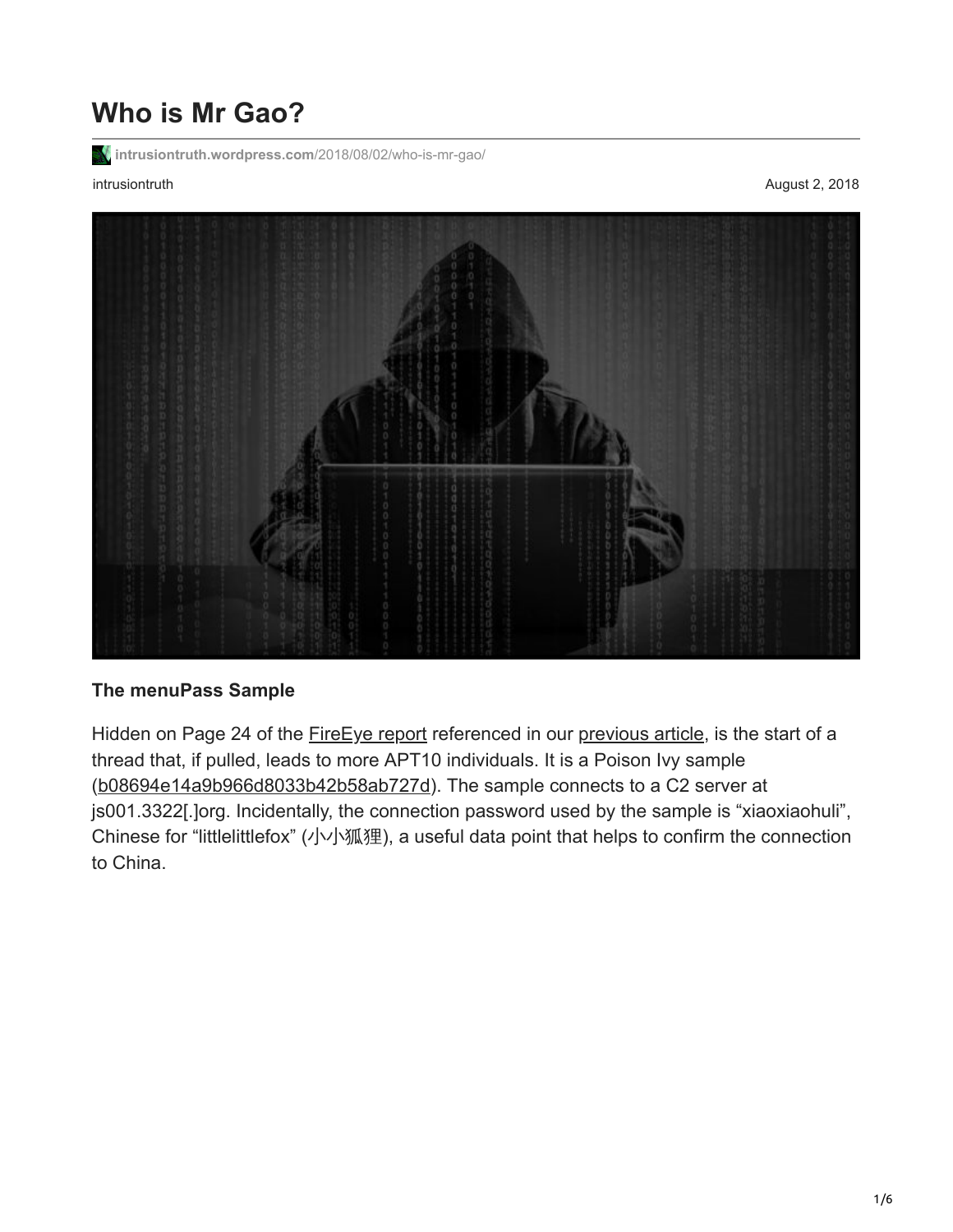# Who is Mr Gao?

intrusiontruth.wordpress.com/2018/08/02/who-is-mr-gao/

intrusiontruth

August 2, 2018

### The menuPass Sample

Hidden on Page 24 of the FireEye report referenced in our previous article, is the start of a thread that, if pulled, leads to more APT10 individuals. It is a Poison Ivy sample (b08694e14a9b966d8033b42b58ab727d). The sample connects to a C2 server at js001.3322[.]org. Incidentally, the connection password used by the sample is "xiaoxiaohuli", Chinese for "littlelittlefox" (小小狐狸), a useful data point that helps to confirm the connection to China.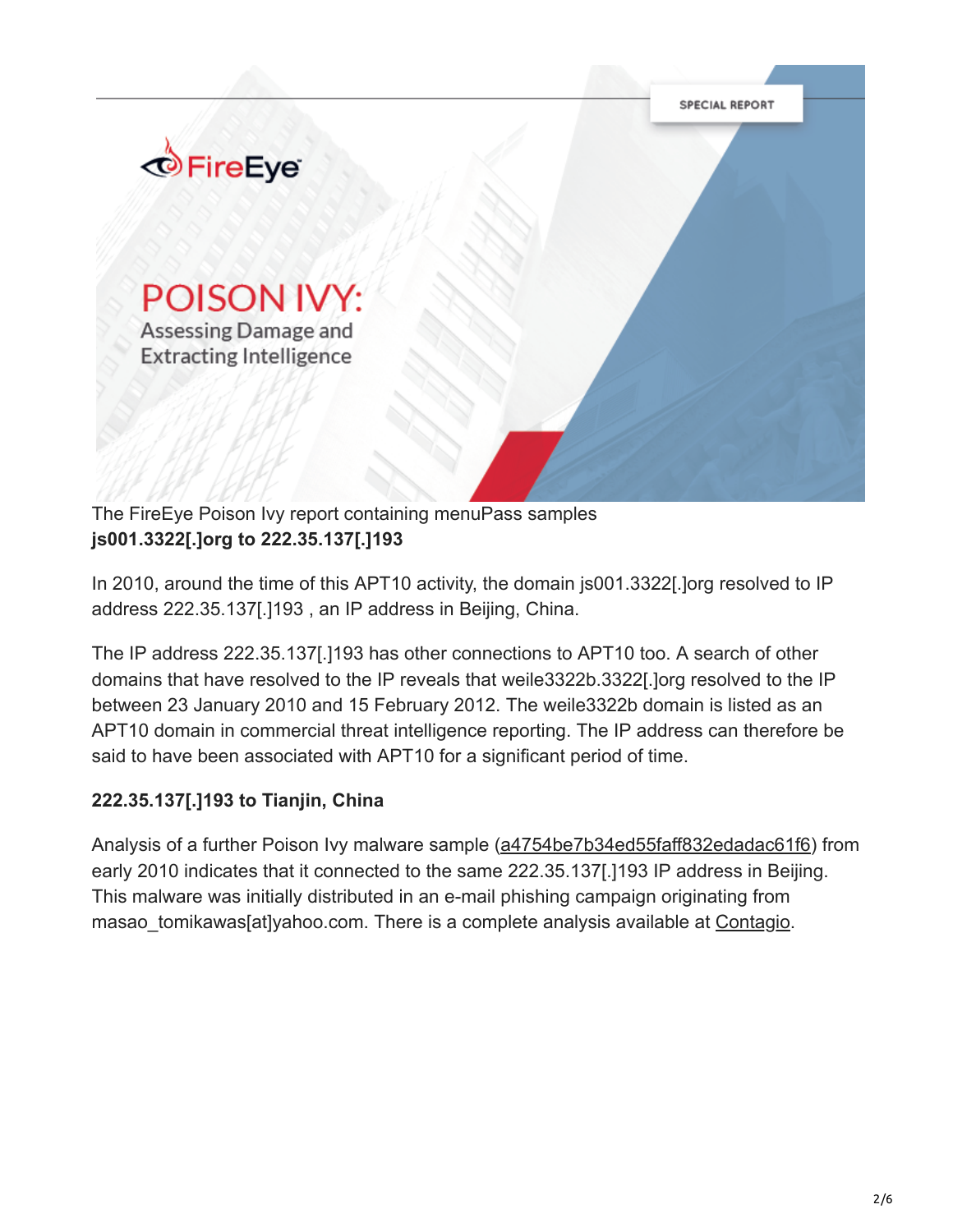The FireEye Poison Ivy report containing menuPass samples

**js001.3322[.]org to 222.35.137[.]193**

In 2010, around the time of this APT10 activity, the domain js001.3322[.]org resolved to IP address 222.35.137[.]193 , an IP address in Beijing, China.

The IP address 222.35.137[.]193 has other connections to APT10 too. A search of other domains that have resolved to the IP reveals that weile3322b.3322[.]org resolved to the IP between 23 January 2010 and 15 February 2012. The weile3322b domain is listed as an APT10 domain in commercial threat intelligence reporting. The IP address can therefore be said to have been associated with APT10 for a significant period of time.

**222.35.137[.]193 to Tianjin, China**

Analysis of a further Poison Ivy malware sample (a4754be7b34ed55faff832edadac61f6) from early 2010 indicates that it connected to the same 222.35.137[.]193 IP address in Beijing. This malware was initially distributed in an e-mail phishing campaign originating from masao_tomikawas[at]yahoo.com. There is a complete analysis available at Contagio.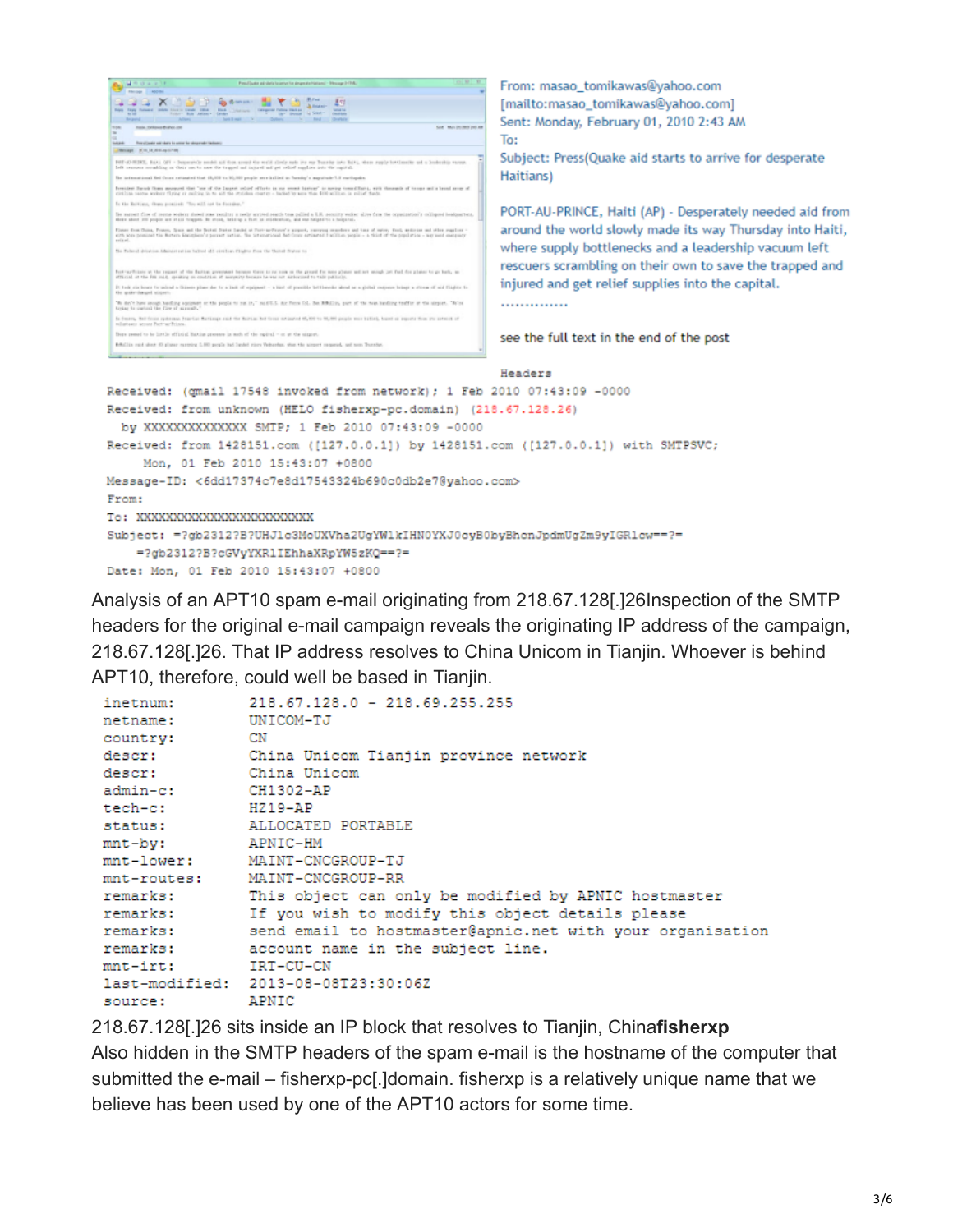From: masao_tomikawas@yahoo.com
[mailto:masao_tomikawas@yahoo.com]
Sent: Monday, February 01, 2010 2:43 AM
To:
Subject: Press(Quake aid starts to arrive for desperate Haitians)

PORT-AU-PRINCE, Haiti (AP) - Desperately needed aid from around the world slowly made its way Thursday into Haiti, where supply bottlenecks and a leadership vacuum left rescuers scrambling on their own to save the trapped and injured and get relief supplies into the capital.

..............

see the full text in the end of the post

Headers

```
Received: (qmail 17548 invoked from network); 1 Feb 2010 07:43:09 -0000
Received: from unknown (HELO fisherxp-pc.domain) (218.67.128.26)
  by XXXXXXXXXXXXXX SMTP; 1 Feb 2010 07:43:09 -0000
Received: from 1428151.com ([127.0.0.1]) by 1428151.com ([127.0.0.1]) with SMTPSVC;
      Mon, 01 Feb 2010 15:43:07 +0800
Message-ID: <6dd17374c7e8d17543324b690c0db2e7@yahoo.com>
From:
To: XXXXXXXXXXXXXXXXXXXXXXXX
Subject: =?gb2312?B?UHJlc3MoUXVha2UgYWlkIHN0YXJ0cyB0byBhcnJpdmUgZm9yIGRlcw==?=
     =?gb2312?B?cGVyYXRlIEhhaXRpYW5zKQ==?=
Date: Mon, 01 Feb 2010 15:43:07 +0800
```

Analysis of an APT10 spam e-mail originating from 218.67.128[.]26Inspection of the SMTP headers for the original e-mail campaign reveals the originating IP address of the campaign, 218.67.128[.]26. That IP address resolves to China Unicom in Tianjin. Whoever is behind APT10, therefore, could well be based in Tianjin.

```
inetnum:        218.67.128.0 - 218.69.255.255
netname:        UNICOM-TJ
country:        CN
descr:          China Unicom Tianjin province network
descr:          China Unicom
admin-c:        CH1302-AP
tech-c:         HZ19-AP
status:         ALLOCATED PORTABLE
mnt-by:         APNIC-HM
mnt-lower:      MAINT-CNCGROUP-TJ
mnt-routes:     MAINT-CNCGROUP-RR
remarks:        This object can only be modified by APNIC hostmaster
remarks:        If you wish to modify this object details please
remarks:        send email to hostmaster@apnic.net with your organisation
remarks:        account name in the subject line.
mnt-irt:        IRT-CU-CN
last-modified:  2013-08-08T23:30:06Z
source:         APNIC
```

218.67.128[.]26 sits inside an IP block that resolves to Tianjin, China**fisherxp**

Also hidden in the SMTP headers of the spam e-mail is the hostname of the computer that submitted the e-mail – fisherxp-pc[.]domain. fisherxp is a relatively unique name that we believe has been used by one of the APT10 actors for some time.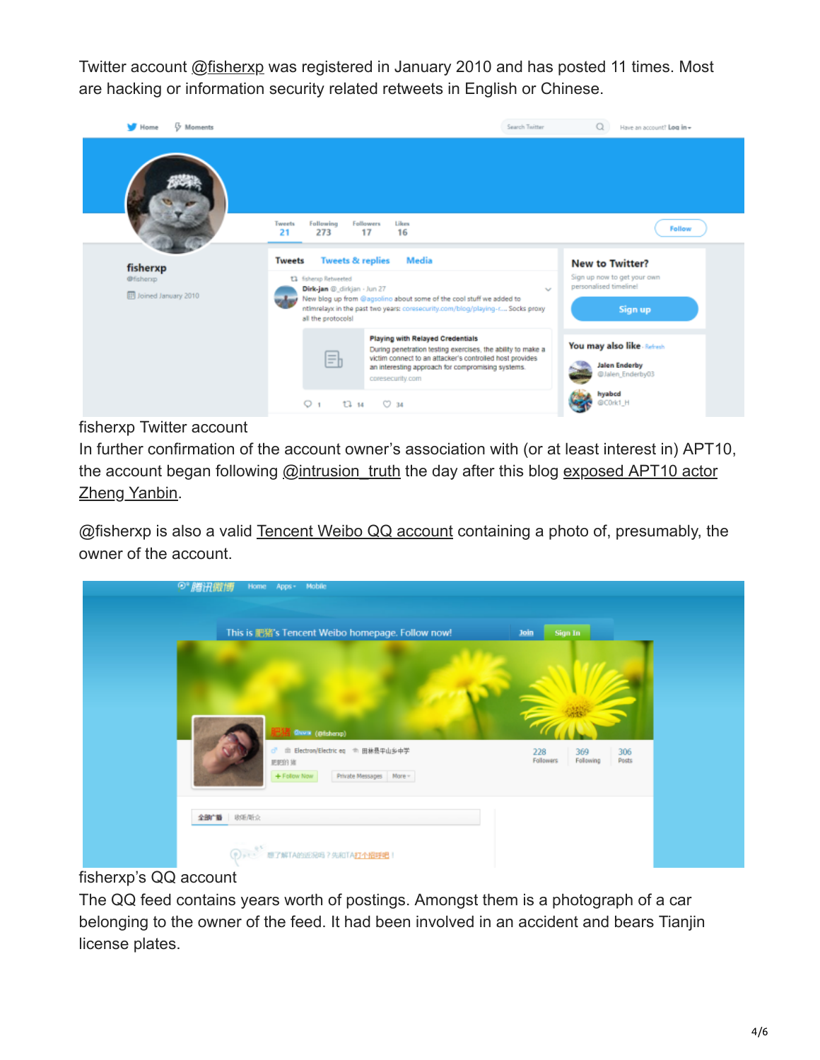Twitter account @fisherxp was registered in January 2010 and has posted 11 times. Most are hacking or information security related retweets in English or Chinese.

fisherxp Twitter account

In further confirmation of the account owner's association with (or at least interest in) APT10, the account began following @intrusion_truth the day after this blog exposed APT10 actor Zheng Yanbin.

@fisherxp is also a valid Tencent Weibo QQ account containing a photo of, presumably, the owner of the account.

fisherxp's QQ account

The QQ feed contains years worth of postings. Amongst them is a photograph of a car belonging to the owner of the feed. It had been involved in an accident and bears Tianjin license plates.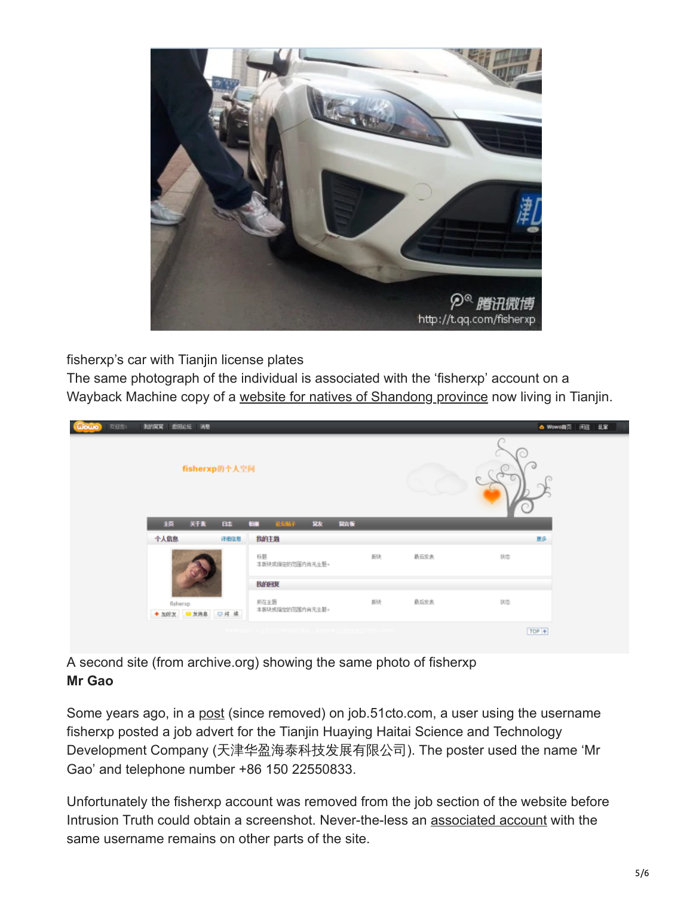fisherxp's car with Tianjin license plates

The same photograph of the individual is associated with the 'fisherxp' account on a Wayback Machine copy of a website for natives of Shandong province now living in Tianjin.

A second site (from archive.org) showing the same photo of fisherxp

**Mr Gao**

Some years ago, in a post (since removed) on job.51cto.com, a user using the username fisherxp posted a job advert for the Tianjin Huaying Haitai Science and Technology Development Company (天津华盈海泰科技发展有限公司). The poster used the name 'Mr Gao' and telephone number +86 150 22550833.

Unfortunately the fisherxp account was removed from the job section of the website before Intrusion Truth could obtain a screenshot. Never-the-less an associated account with the same username remains on other parts of the site.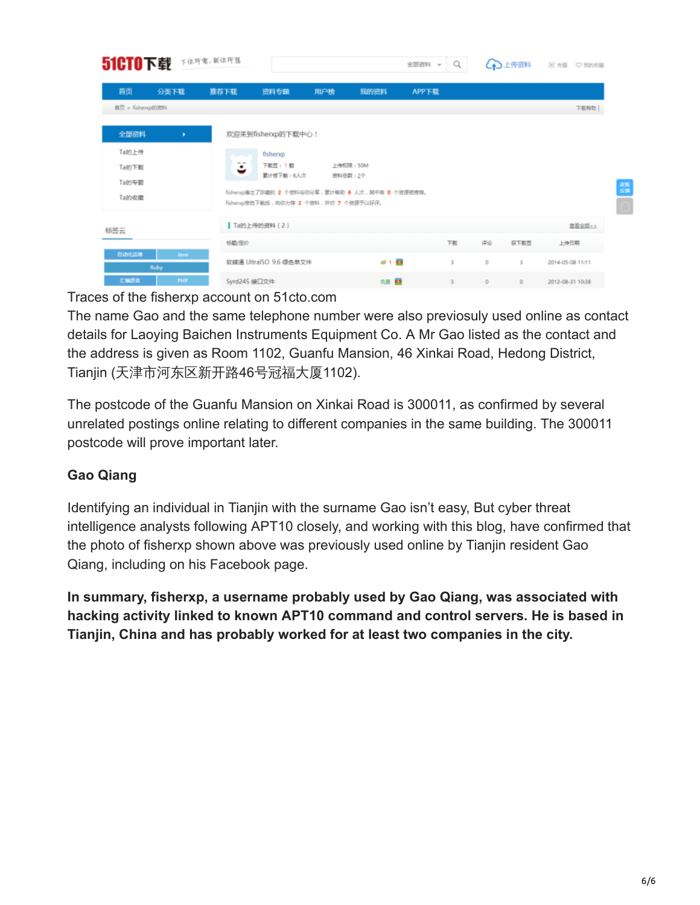Traces of the fisherxp account on 51cto.com

The name Gao and the same telephone number were also previosuly used online as contact details for Laoying Baichen Instruments Equipment Co. A Mr Gao listed as the contact and the address is given as Room 1102, Guanfu Mansion, 46 Xinkai Road, Hedong District, Tianjin (天津市河东区新开路46号冠福大厦1102).

The postcode of the Guanfu Mansion on Xinkai Road is 300011, as confirmed by several unrelated postings online relating to different companies in the same building. The 300011 postcode will prove important later.

**Gao Qiang**

Identifying an individual in Tianjin with the surname Gao isn't easy, But cyber threat intelligence analysts following APT10 closely, and working with this blog, have confirmed that the photo of fisherxp shown above was previously used online by Tianjin resident Gao Qiang, including on his Facebook page.

**In summary, fisherxp, a username probably used by Gao Qiang, was associated with hacking activity linked to known APT10 command and control servers. He is based in Tianjin, China and has probably worked for at least two companies in the city.**